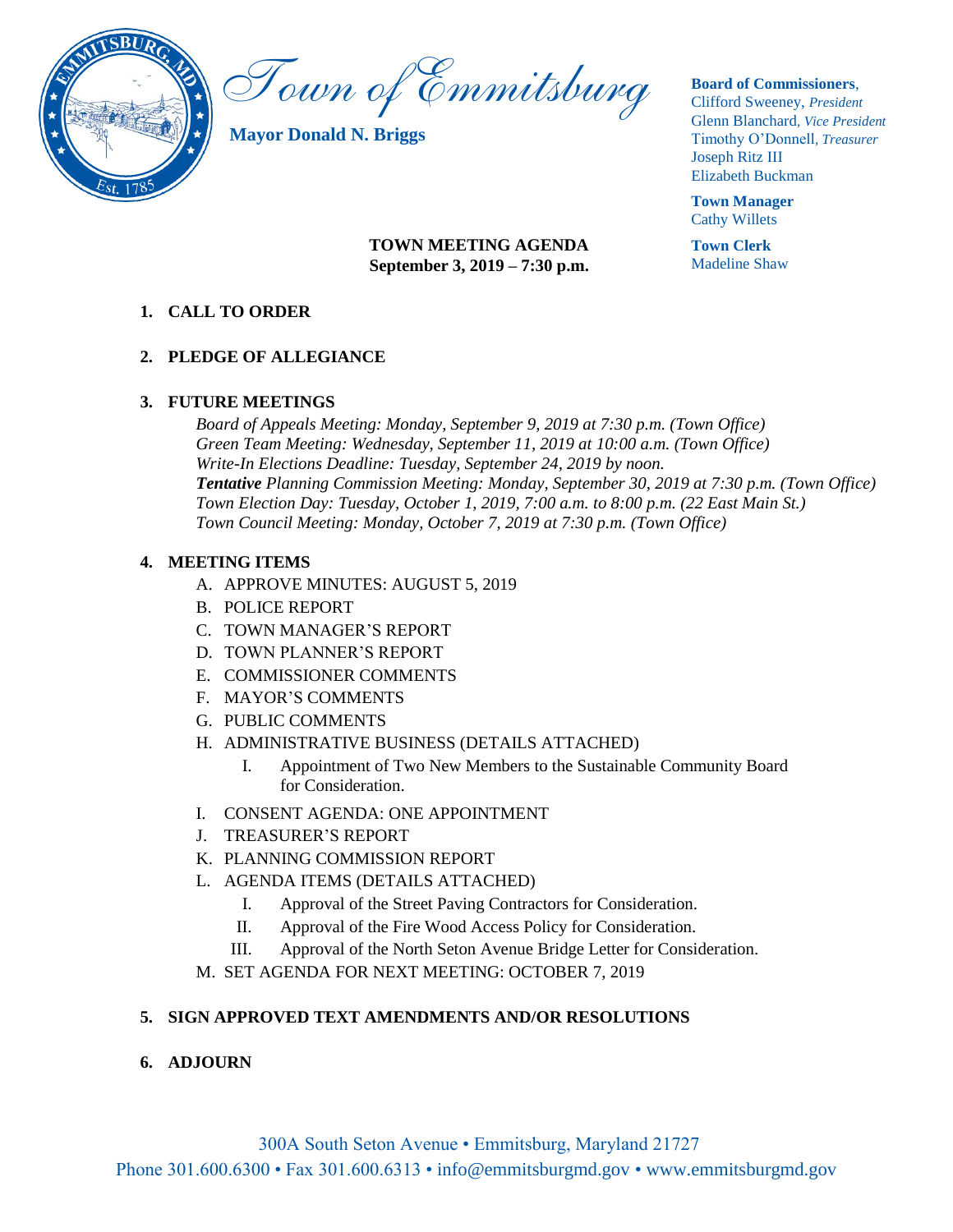# *Town of Emmitsburg*

**Mayor Donald N. Briggs**

**Board of Commissioners**,
Clifford Sweeney, *President*
Glenn Blanchard, *Vice President*
Timothy O'Donnell, *Treasurer*
Joseph Ritz III
Elizabeth Buckman

**Town Manager**
Cathy Willets

**Town Clerk**
Madeline Shaw

**TOWN MEETING AGENDA**
**September 3, 2019 – 7:30 p.m.**

1. **CALL TO ORDER**

2. **PLEDGE OF ALLEGIANCE**

3. **FUTURE MEETINGS**

   *Board of Appeals Meeting: Monday, September 9, 2019 at 7:30 p.m. (Town Office)*
   *Green Team Meeting: Wednesday, September 11, 2019 at 10:00 a.m. (Town Office)*
   *Write-In Elections Deadline: Tuesday, September 24, 2019 by noon.*
   ***Tentative** Planning Commission Meeting: Monday, September 30, 2019 at 7:30 p.m. (Town Office)*
   *Town Election Day: Tuesday, October 1, 2019, 7:00 a.m. to 8:00 p.m. (22 East Main St.)*
   *Town Council Meeting: Monday, October 7, 2019 at 7:30 p.m. (Town Office)*

4. **MEETING ITEMS**

   A. APPROVE MINUTES: AUGUST 5, 2019
   B. POLICE REPORT
   C. TOWN MANAGER'S REPORT
   D. TOWN PLANNER'S REPORT
   E. COMMISSIONER COMMENTS
   F. MAYOR'S COMMENTS
   G. PUBLIC COMMENTS
   H. ADMINISTRATIVE BUSINESS (DETAILS ATTACHED)
      I. Appointment of Two New Members to the Sustainable Community Board for Consideration.
   I. CONSENT AGENDA: ONE APPOINTMENT
   J. TREASURER'S REPORT
   K. PLANNING COMMISSION REPORT
   L. AGENDA ITEMS (DETAILS ATTACHED)
      I. Approval of the Street Paving Contractors for Consideration.
      II. Approval of the Fire Wood Access Policy for Consideration.
      III. Approval of the North Seton Avenue Bridge Letter for Consideration.
   M. SET AGENDA FOR NEXT MEETING: OCTOBER 7, 2019

5. **SIGN APPROVED TEXT AMENDMENTS AND/OR RESOLUTIONS**

6. **ADJOURN**

300A South Seton Avenue • Emmitsburg, Maryland 21727
Phone 301.600.6300 • Fax 301.600.6313 • info@emmitsburgmd.gov • www.emmitsburgmd.gov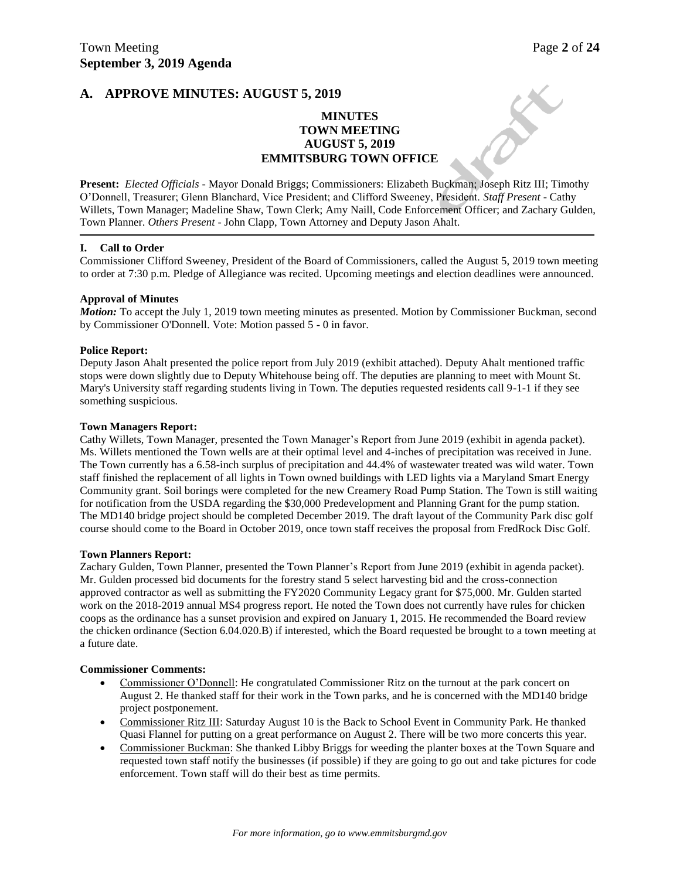## A. APPROVE MINUTES: AUGUST 5, 2019

**MINUTES**
**TOWN MEETING**
**AUGUST 5, 2019**
**EMMITSBURG TOWN OFFICE**

**Present:** *Elected Officials* - Mayor Donald Briggs; Commissioners: Elizabeth Buckman; Joseph Ritz III; Timothy O'Donnell, Treasurer; Glenn Blanchard, Vice President; and Clifford Sweeney, President. *Staff Present* - Cathy Willets, Town Manager; Madeline Shaw, Town Clerk; Amy Naill, Code Enforcement Officer; and Zachary Gulden, Town Planner. *Others Present* - John Clapp, Town Attorney and Deputy Jason Ahalt.

---

### I. Call to Order

Commissioner Clifford Sweeney, President of the Board of Commissioners, called the August 5, 2019 town meeting to order at 7:30 p.m. Pledge of Allegiance was recited. Upcoming meetings and election deadlines were announced.

**Approval of Minutes**

***Motion:*** To accept the July 1, 2019 town meeting minutes as presented. Motion by Commissioner Buckman, second by Commissioner O'Donnell. Vote: Motion passed 5 - 0 in favor.

**Police Report:**

Deputy Jason Ahalt presented the police report from July 2019 (exhibit attached). Deputy Ahalt mentioned traffic stops were down slightly due to Deputy Whitehouse being off. The deputies are planning to meet with Mount St. Mary's University staff regarding students living in Town. The deputies requested residents call 9-1-1 if they see something suspicious.

**Town Managers Report:**

Cathy Willets, Town Manager, presented the Town Manager's Report from June 2019 (exhibit in agenda packet). Ms. Willets mentioned the Town wells are at their optimal level and 4-inches of precipitation was received in June. The Town currently has a 6.58-inch surplus of precipitation and 44.4% of wastewater treated was wild water. Town staff finished the replacement of all lights in Town owned buildings with LED lights via a Maryland Smart Energy Community grant. Soil borings were completed for the new Creamery Road Pump Station. The Town is still waiting for notification from the USDA regarding the $30,000 Predevelopment and Planning Grant for the pump station. The MD140 bridge project should be completed December 2019. The draft layout of the Community Park disc golf course should come to the Board in October 2019, once town staff receives the proposal from FredRock Disc Golf.

**Town Planners Report:**

Zachary Gulden, Town Planner, presented the Town Planner's Report from June 2019 (exhibit in agenda packet). Mr. Gulden processed bid documents for the forestry stand 5 select harvesting bid and the cross-connection approved contractor as well as submitting the FY2020 Community Legacy grant for $75,000. Mr. Gulden started work on the 2018-2019 annual MS4 progress report. He noted the Town does not currently have rules for chicken coops as the ordinance has a sunset provision and expired on January 1, 2015. He recommended the Board review the chicken ordinance (Section 6.04.020.B) if interested, which the Board requested be brought to a town meeting at a future date.

**Commissioner Comments:**

- Commissioner O'Donnell: He congratulated Commissioner Ritz on the turnout at the park concert on August 2. He thanked staff for their work in the Town parks, and he is concerned with the MD140 bridge project postponement.
- Commissioner Ritz III: Saturday August 10 is the Back to School Event in Community Park. He thanked Quasi Flannel for putting on a great performance on August 2. There will be two more concerts this year.
- Commissioner Buckman: She thanked Libby Briggs for weeding the planter boxes at the Town Square and requested town staff notify the businesses (if possible) if they are going to go out and take pictures for code enforcement. Town staff will do their best as time permits.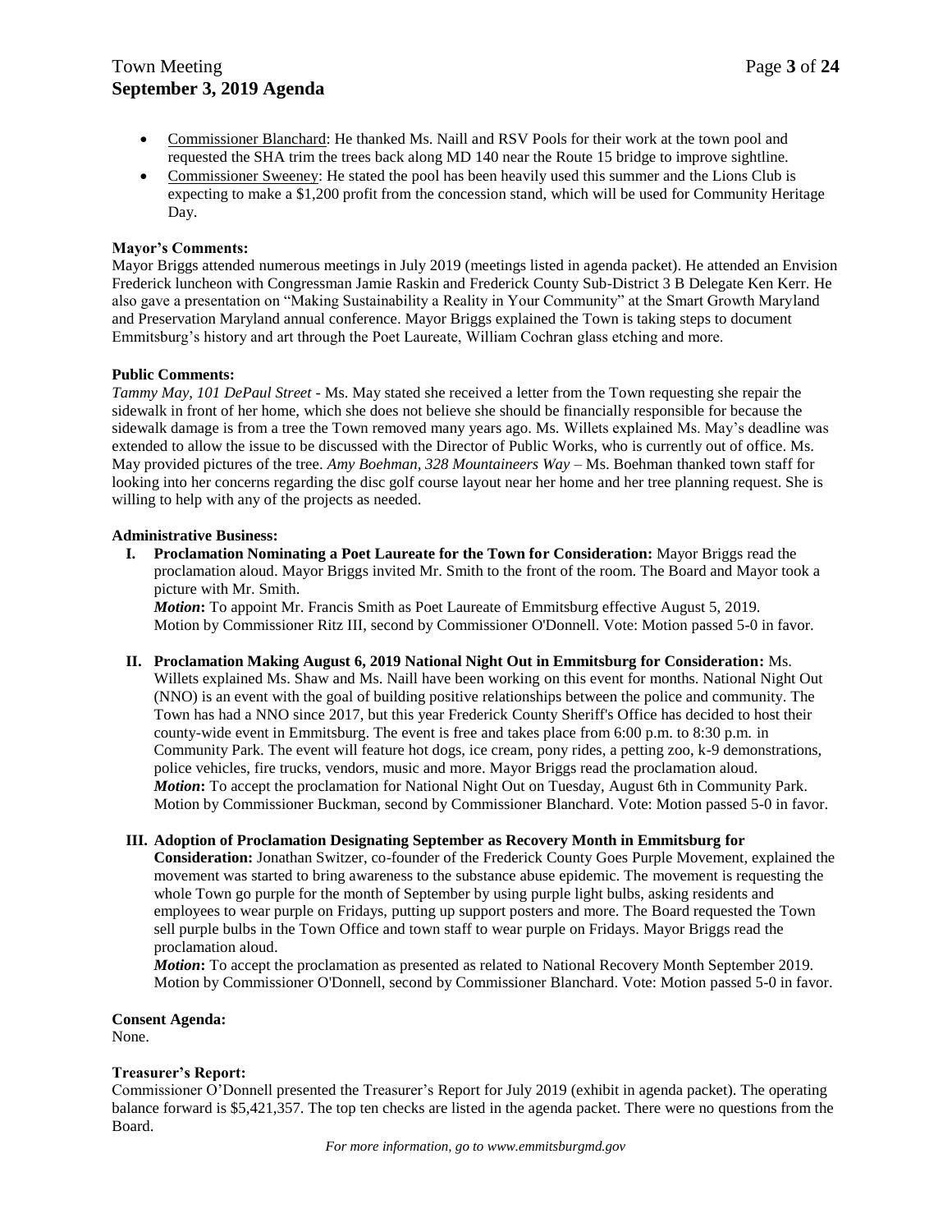- Commissioner Blanchard: He thanked Ms. Naill and RSV Pools for their work at the town pool and requested the SHA trim the trees back along MD 140 near the Route 15 bridge to improve sightline.
- Commissioner Sweeney: He stated the pool has been heavily used this summer and the Lions Club is expecting to make a $1,200 profit from the concession stand, which will be used for Community Heritage Day.

**Mayor's Comments:**
Mayor Briggs attended numerous meetings in July 2019 (meetings listed in agenda packet). He attended an Envision Frederick luncheon with Congressman Jamie Raskin and Frederick County Sub-District 3 B Delegate Ken Kerr. He also gave a presentation on "Making Sustainability a Reality in Your Community" at the Smart Growth Maryland and Preservation Maryland annual conference. Mayor Briggs explained the Town is taking steps to document Emmitsburg's history and art through the Poet Laureate, William Cochran glass etching and more.

**Public Comments:**
*Tammy May, 101 DePaul Street* - Ms. May stated she received a letter from the Town requesting she repair the sidewalk in front of her home, which she does not believe she should be financially responsible for because the sidewalk damage is from a tree the Town removed many years ago. Ms. Willets explained Ms. May's deadline was extended to allow the issue to be discussed with the Director of Public Works, who is currently out of office. Ms. May provided pictures of the tree. *Amy Boehman, 328 Mountaineers Way* – Ms. Boehman thanked town staff for looking into her concerns regarding the disc golf course layout near her home and her tree planning request. She is willing to help with any of the projects as needed.

**Administrative Business:**

**I. Proclamation Nominating a Poet Laureate for the Town for Consideration:** Mayor Briggs read the proclamation aloud. Mayor Briggs invited Mr. Smith to the front of the room. The Board and Mayor took a picture with Mr. Smith.
***Motion*:** To appoint Mr. Francis Smith as Poet Laureate of Emmitsburg effective August 5, 2019.
Motion by Commissioner Ritz III, second by Commissioner O'Donnell. Vote: Motion passed 5-0 in favor.

**II. Proclamation Making August 6, 2019 National Night Out in Emmitsburg for Consideration:** Ms. Willets explained Ms. Shaw and Ms. Naill have been working on this event for months. National Night Out (NNO) is an event with the goal of building positive relationships between the police and community. The Town has had a NNO since 2017, but this year Frederick County Sheriff's Office has decided to host their county-wide event in Emmitsburg. The event is free and takes place from 6:00 p.m. to 8:30 p.m. in Community Park. The event will feature hot dogs, ice cream, pony rides, a petting zoo, k-9 demonstrations, police vehicles, fire trucks, vendors, music and more. Mayor Briggs read the proclamation aloud.
***Motion*:** To accept the proclamation for National Night Out on Tuesday, August 6th in Community Park.
Motion by Commissioner Buckman, second by Commissioner Blanchard. Vote: Motion passed 5-0 in favor.

**III. Adoption of Proclamation Designating September as Recovery Month in Emmitsburg for Consideration:** Jonathan Switzer, co-founder of the Frederick County Goes Purple Movement, explained the movement was started to bring awareness to the substance abuse epidemic. The movement is requesting the whole Town go purple for the month of September by using purple light bulbs, asking residents and employees to wear purple on Fridays, putting up support posters and more. The Board requested the Town sell purple bulbs in the Town Office and town staff to wear purple on Fridays. Mayor Briggs read the proclamation aloud.
***Motion*:** To accept the proclamation as presented as related to National Recovery Month September 2019.
Motion by Commissioner O'Donnell, second by Commissioner Blanchard. Vote: Motion passed 5-0 in favor.

**Consent Agenda:**
None.

**Treasurer's Report:**
Commissioner O'Donnell presented the Treasurer's Report for July 2019 (exhibit in agenda packet). The operating balance forward is $5,421,357. The top ten checks are listed in the agenda packet. There were no questions from the Board.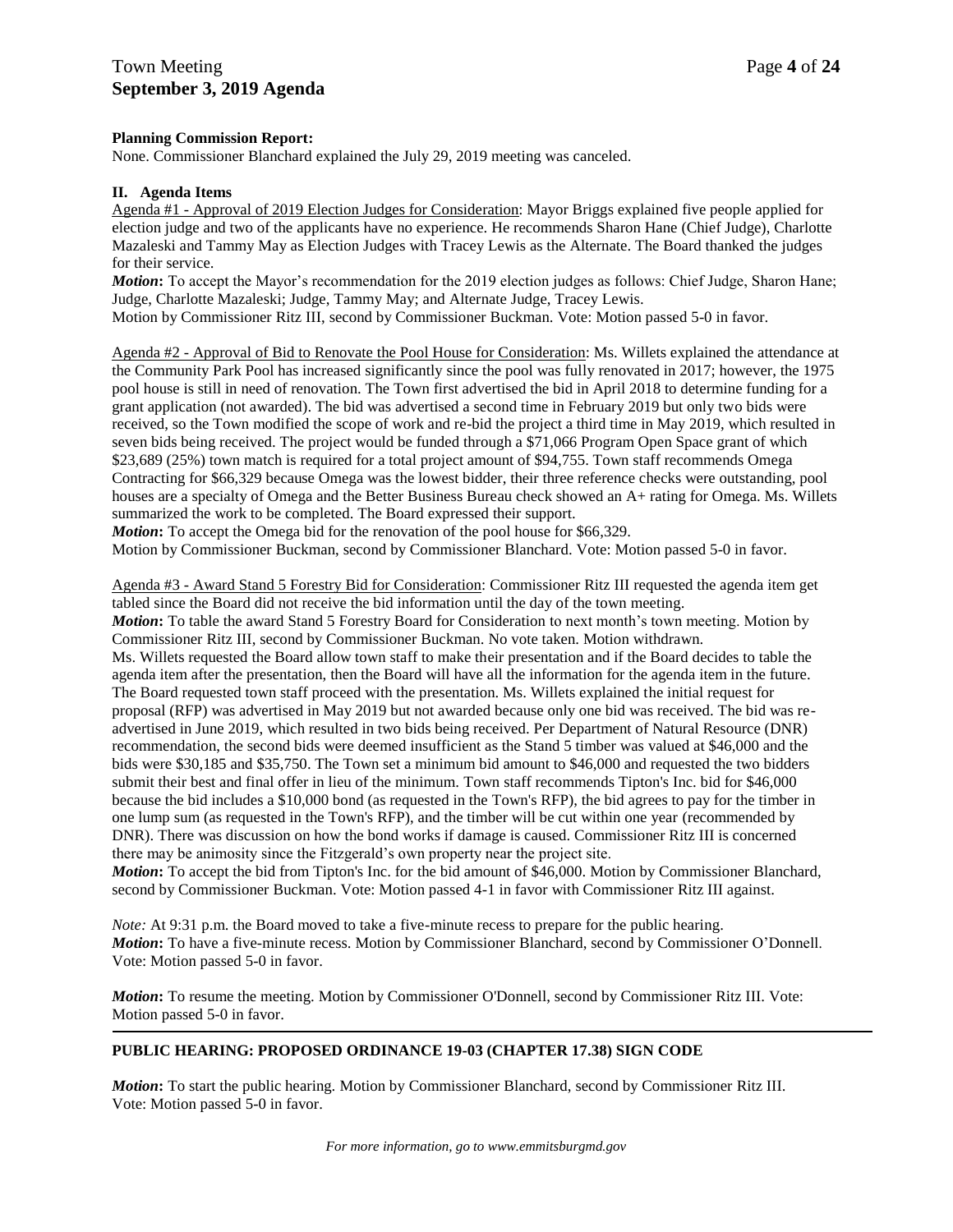**Planning Commission Report:**
None. Commissioner Blanchard explained the July 29, 2019 meeting was canceled.

## II. Agenda Items

Agenda #1 - Approval of 2019 Election Judges for Consideration: Mayor Briggs explained five people applied for election judge and two of the applicants have no experience. He recommends Sharon Hane (Chief Judge), Charlotte Mazaleski and Tammy May as Election Judges with Tracey Lewis as the Alternate. The Board thanked the judges for their service.

***Motion*:** To accept the Mayor's recommendation for the 2019 election judges as follows: Chief Judge, Sharon Hane; Judge, Charlotte Mazaleski; Judge, Tammy May; and Alternate Judge, Tracey Lewis.
Motion by Commissioner Ritz III, second by Commissioner Buckman. Vote: Motion passed 5-0 in favor.

Agenda #2 - Approval of Bid to Renovate the Pool House for Consideration: Ms. Willets explained the attendance at the Community Park Pool has increased significantly since the pool was fully renovated in 2017; however, the 1975 pool house is still in need of renovation. The Town first advertised the bid in April 2018 to determine funding for a grant application (not awarded). The bid was advertised a second time in February 2019 but only two bids were received, so the Town modified the scope of work and re-bid the project a third time in May 2019, which resulted in seven bids being received. The project would be funded through a $71,066 Program Open Space grant of which $23,689 (25%) town match is required for a total project amount of $94,755. Town staff recommends Omega Contracting for $66,329 because Omega was the lowest bidder, their three reference checks were outstanding, pool houses are a specialty of Omega and the Better Business Bureau check showed an A+ rating for Omega. Ms. Willets summarized the work to be completed. The Board expressed their support.

***Motion*:** To accept the Omega bid for the renovation of the pool house for $66,329.
Motion by Commissioner Buckman, second by Commissioner Blanchard. Vote: Motion passed 5-0 in favor.

Agenda #3 - Award Stand 5 Forestry Bid for Consideration: Commissioner Ritz III requested the agenda item get tabled since the Board did not receive the bid information until the day of the town meeting.

***Motion*:** To table the award Stand 5 Forestry Board for Consideration to next month's town meeting. Motion by Commissioner Ritz III, second by Commissioner Buckman. No vote taken. Motion withdrawn.

Ms. Willets requested the Board allow town staff to make their presentation and if the Board decides to table the agenda item after the presentation, then the Board will have all the information for the agenda item in the future. The Board requested town staff proceed with the presentation. Ms. Willets explained the initial request for proposal (RFP) was advertised in May 2019 but not awarded because only one bid was received. The bid was re-advertised in June 2019, which resulted in two bids being received. Per Department of Natural Resource (DNR) recommendation, the second bids were deemed insufficient as the Stand 5 timber was valued at $46,000 and the bids were $30,185 and $35,750. The Town set a minimum bid amount to $46,000 and requested the two bidders submit their best and final offer in lieu of the minimum. Town staff recommends Tipton's Inc. bid for $46,000 because the bid includes a $10,000 bond (as requested in the Town's RFP), the bid agrees to pay for the timber in one lump sum (as requested in the Town's RFP), and the timber will be cut within one year (recommended by DNR). There was discussion on how the bond works if damage is caused. Commissioner Ritz III is concerned there may be animosity since the Fitzgerald's own property near the project site.

***Motion*:** To accept the bid from Tipton's Inc. for the bid amount of $46,000. Motion by Commissioner Blanchard, second by Commissioner Buckman. Vote: Motion passed 4-1 in favor with Commissioner Ritz III against.

*Note:* At 9:31 p.m. the Board moved to take a five-minute recess to prepare for the public hearing.

***Motion*:** To have a five-minute recess. Motion by Commissioner Blanchard, second by Commissioner O'Donnell. Vote: Motion passed 5-0 in favor.

***Motion*:** To resume the meeting. Motion by Commissioner O'Donnell, second by Commissioner Ritz III. Vote: Motion passed 5-0 in favor.

---

## PUBLIC HEARING: PROPOSED ORDINANCE 19-03 (CHAPTER 17.38) SIGN CODE

***Motion*:** To start the public hearing. Motion by Commissioner Blanchard, second by Commissioner Ritz III. Vote: Motion passed 5-0 in favor.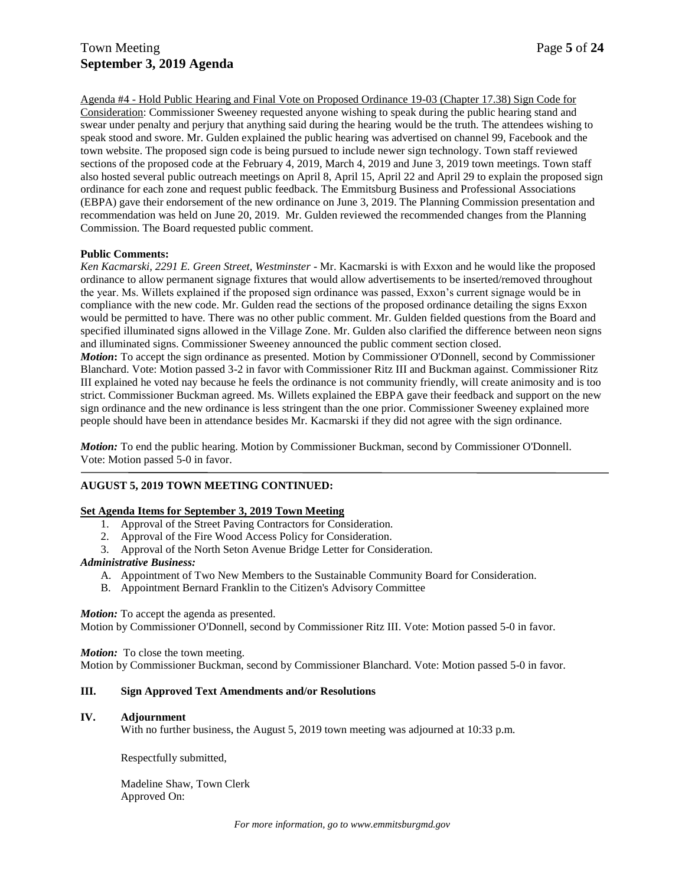Agenda #4 - Hold Public Hearing and Final Vote on Proposed Ordinance 19-03 (Chapter 17.38) Sign Code for Consideration: Commissioner Sweeney requested anyone wishing to speak during the public hearing stand and swear under penalty and perjury that anything said during the hearing would be the truth. The attendees wishing to speak stood and swore. Mr. Gulden explained the public hearing was advertised on channel 99, Facebook and the town website. The proposed sign code is being pursued to include newer sign technology. Town staff reviewed sections of the proposed code at the February 4, 2019, March 4, 2019 and June 3, 2019 town meetings. Town staff also hosted several public outreach meetings on April 8, April 15, April 22 and April 29 to explain the proposed sign ordinance for each zone and request public feedback. The Emmitsburg Business and Professional Associations (EBPA) gave their endorsement of the new ordinance on June 3, 2019. The Planning Commission presentation and recommendation was held on June 20, 2019. Mr. Gulden reviewed the recommended changes from the Planning Commission. The Board requested public comment.

**Public Comments:**

*Ken Kacmarski, 2291 E. Green Street, Westminster* - Mr. Kacmarski is with Exxon and he would like the proposed ordinance to allow permanent signage fixtures that would allow advertisements to be inserted/removed throughout the year. Ms. Willets explained if the proposed sign ordinance was passed, Exxon's current signage would be in compliance with the new code. Mr. Gulden read the sections of the proposed ordinance detailing the signs Exxon would be permitted to have. There was no other public comment. Mr. Gulden fielded questions from the Board and specified illuminated signs allowed in the Village Zone. Mr. Gulden also clarified the difference between neon signs and illuminated signs. Commissioner Sweeney announced the public comment section closed.

***Motion*:** To accept the sign ordinance as presented. Motion by Commissioner O'Donnell, second by Commissioner Blanchard. Vote: Motion passed 3-2 in favor with Commissioner Ritz III and Buckman against. Commissioner Ritz III explained he voted nay because he feels the ordinance is not community friendly, will create animosity and is too strict. Commissioner Buckman agreed. Ms. Willets explained the EBPA gave their feedback and support on the new sign ordinance and the new ordinance is less stringent than the one prior. Commissioner Sweeney explained more people should have been in attendance besides Mr. Kacmarski if they did not agree with the sign ordinance.

***Motion:*** To end the public hearing. Motion by Commissioner Buckman, second by Commissioner O'Donnell. Vote: Motion passed 5-0 in favor.

---

**AUGUST 5, 2019 TOWN MEETING CONTINUED:**

**Set Agenda Items for September 3, 2019 Town Meeting**

1. Approval of the Street Paving Contractors for Consideration.
2. Approval of the Fire Wood Access Policy for Consideration.
3. Approval of the North Seton Avenue Bridge Letter for Consideration.

***Administrative Business:***

A. Appointment of Two New Members to the Sustainable Community Board for Consideration.
B. Appointment Bernard Franklin to the Citizen's Advisory Committee

***Motion:*** To accept the agenda as presented.
Motion by Commissioner O'Donnell, second by Commissioner Ritz III. Vote: Motion passed 5-0 in favor.

***Motion:*** To close the town meeting.
Motion by Commissioner Buckman, second by Commissioner Blanchard. Vote: Motion passed 5-0 in favor.

**III. Sign Approved Text Amendments and/or Resolutions**

**IV. Adjournment**

With no further business, the August 5, 2019 town meeting was adjourned at 10:33 p.m.

Respectfully submitted,

Madeline Shaw, Town Clerk
Approved On:

*For more information, go to www.emmitsburgmd.gov*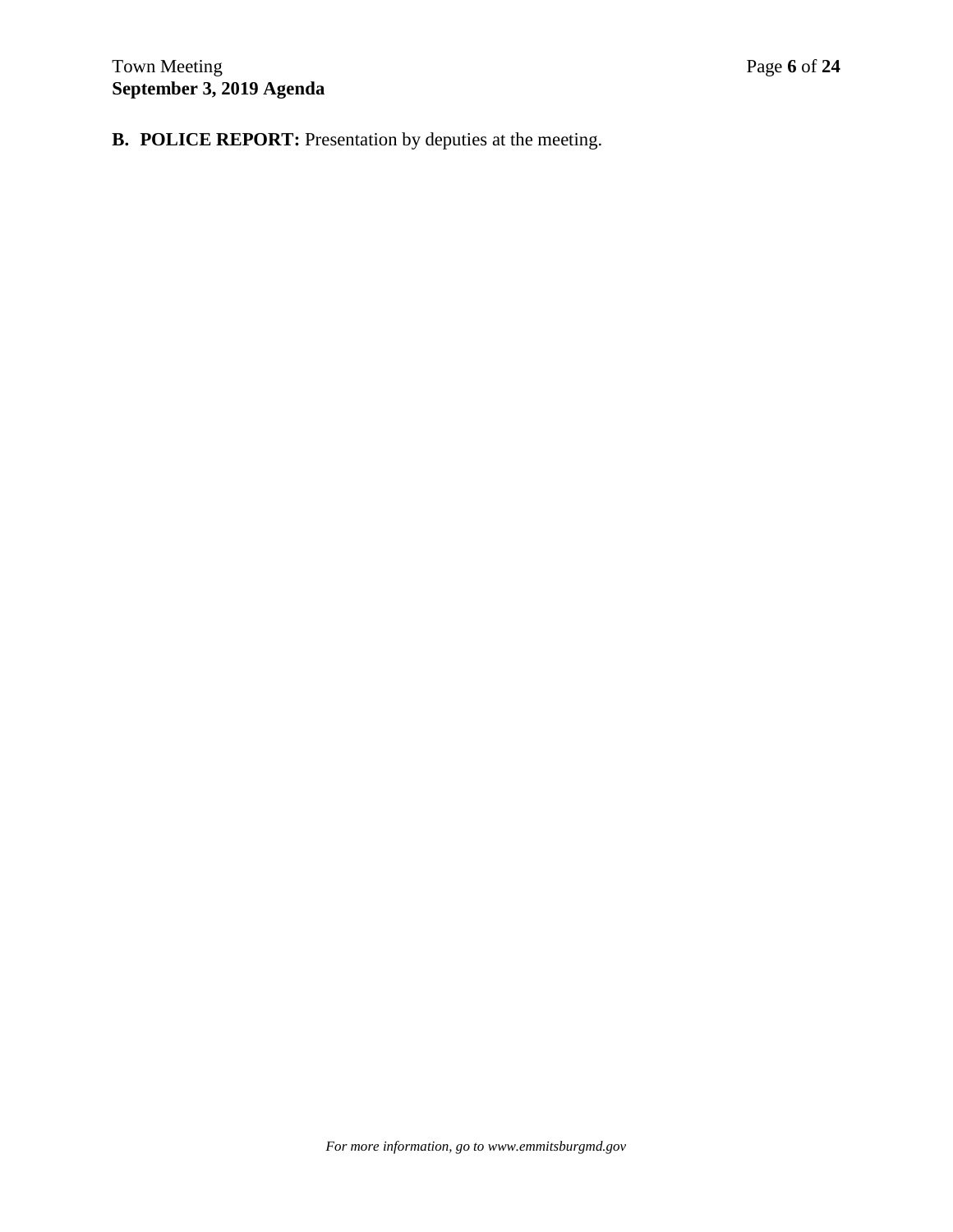**B. POLICE REPORT:** Presentation by deputies at the meeting.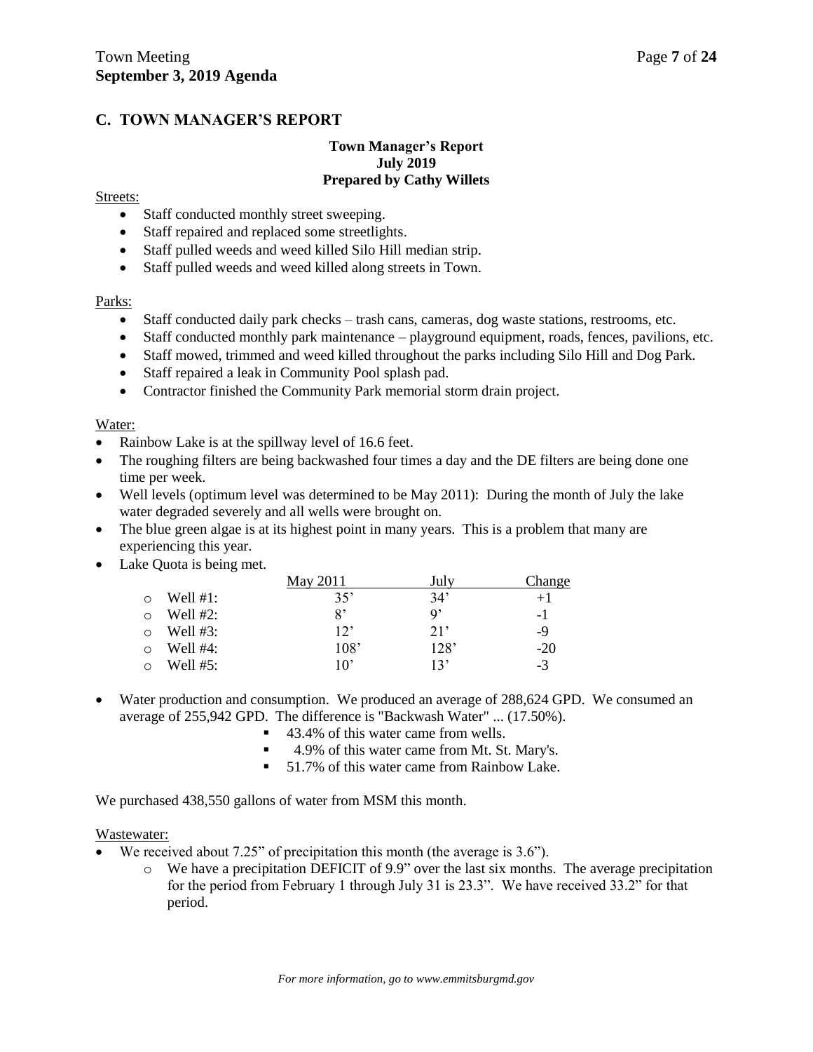## C. TOWN MANAGER'S REPORT

**Town Manager's Report**
**July 2019**
**Prepared by Cathy Willets**

Streets:

- Staff conducted monthly street sweeping.
- Staff repaired and replaced some streetlights.
- Staff pulled weeds and weed killed Silo Hill median strip.
- Staff pulled weeds and weed killed along streets in Town.

Parks:

- Staff conducted daily park checks – trash cans, cameras, dog waste stations, restrooms, etc.
- Staff conducted monthly park maintenance – playground equipment, roads, fences, pavilions, etc.
- Staff mowed, trimmed and weed killed throughout the parks including Silo Hill and Dog Park.
- Staff repaired a leak in Community Pool splash pad.
- Contractor finished the Community Park memorial storm drain project.

Water:

- Rainbow Lake is at the spillway level of 16.6 feet.
- The roughing filters are being backwashed four times a day and the DE filters are being done one time per week.
- Well levels (optimum level was determined to be May 2011): During the month of July the lake water degraded severely and all wells were brought on.
- The blue green algae is at its highest point in many years. This is a problem that many are experiencing this year.
- Lake Quota is being met.

| | May 2011 | July | Change |
|---|---|---|---|
| o Well #1: | 35' | 34' | +1 |
| o Well #2: | 8' | 9' | -1 |
| o Well #3: | 12' | 21' | -9 |
| o Well #4: | 108' | 128' | -20 |
| o Well #5: | 10' | 13' | -3 |

- Water production and consumption. We produced an average of 288,624 GPD. We consumed an average of 255,942 GPD. The difference is "Backwash Water" ... (17.50%).
  - 43.4% of this water came from wells.
  - 4.9% of this water came from Mt. St. Mary's.
  - 51.7% of this water came from Rainbow Lake.

We purchased 438,550 gallons of water from MSM this month.

Wastewater:

- We received about 7.25" of precipitation this month (the average is 3.6").
  - o We have a precipitation DEFICIT of 9.9" over the last six months. The average precipitation for the period from February 1 through July 31 is 23.3". We have received 33.2" for that period.

*For more information, go to www.emmitsburgmd.gov*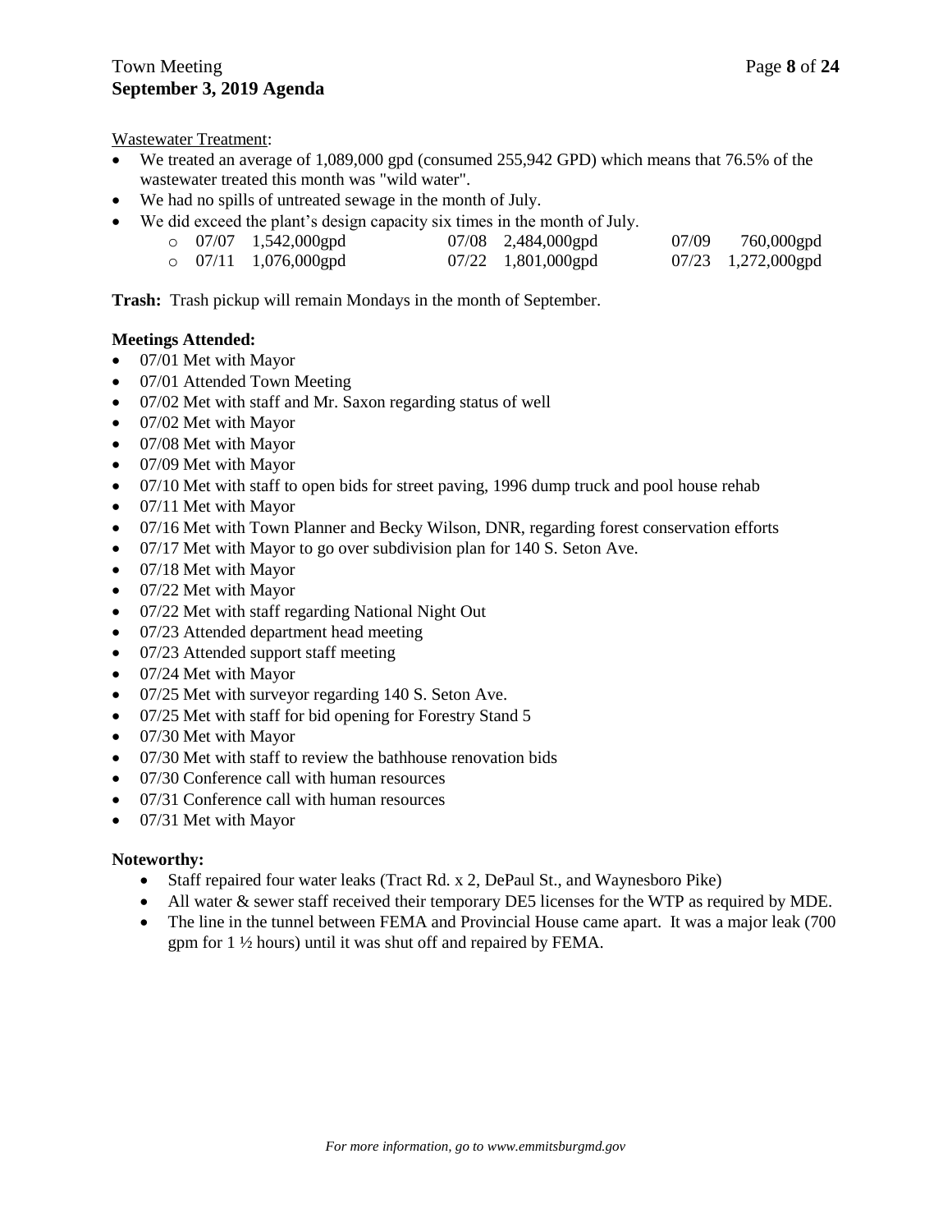Wastewater Treatment:

- We treated an average of 1,089,000 gpd (consumed 255,942 GPD) which means that 76.5% of the wastewater treated this month was "wild water".
- We had no spills of untreated sewage in the month of July.
- We did exceed the plant's design capacity six times in the month of July.
    - 07/07 1,542,000gpd 07/08 2,484,000gpd 07/09 760,000gpd
    - 07/11 1,076,000gpd 07/22 1,801,000gpd 07/23 1,272,000gpd

**Trash:** Trash pickup will remain Mondays in the month of September.

**Meetings Attended:**

- 07/01 Met with Mayor
- 07/01 Attended Town Meeting
- 07/02 Met with staff and Mr. Saxon regarding status of well
- 07/02 Met with Mayor
- 07/08 Met with Mayor
- 07/09 Met with Mayor
- 07/10 Met with staff to open bids for street paving, 1996 dump truck and pool house rehab
- 07/11 Met with Mayor
- 07/16 Met with Town Planner and Becky Wilson, DNR, regarding forest conservation efforts
- 07/17 Met with Mayor to go over subdivision plan for 140 S. Seton Ave.
- 07/18 Met with Mayor
- 07/22 Met with Mayor
- 07/22 Met with staff regarding National Night Out
- 07/23 Attended department head meeting
- 07/23 Attended support staff meeting
- 07/24 Met with Mayor
- 07/25 Met with surveyor regarding 140 S. Seton Ave.
- 07/25 Met with staff for bid opening for Forestry Stand 5
- 07/30 Met with Mayor
- 07/30 Met with staff to review the bathhouse renovation bids
- 07/30 Conference call with human resources
- 07/31 Conference call with human resources
- 07/31 Met with Mayor

**Noteworthy:**

- Staff repaired four water leaks (Tract Rd. x 2, DePaul St., and Waynesboro Pike)
- All water & sewer staff received their temporary DE5 licenses for the WTP as required by MDE.
- The line in the tunnel between FEMA and Provincial House came apart. It was a major leak (700 gpm for 1 ½ hours) until it was shut off and repaired by FEMA.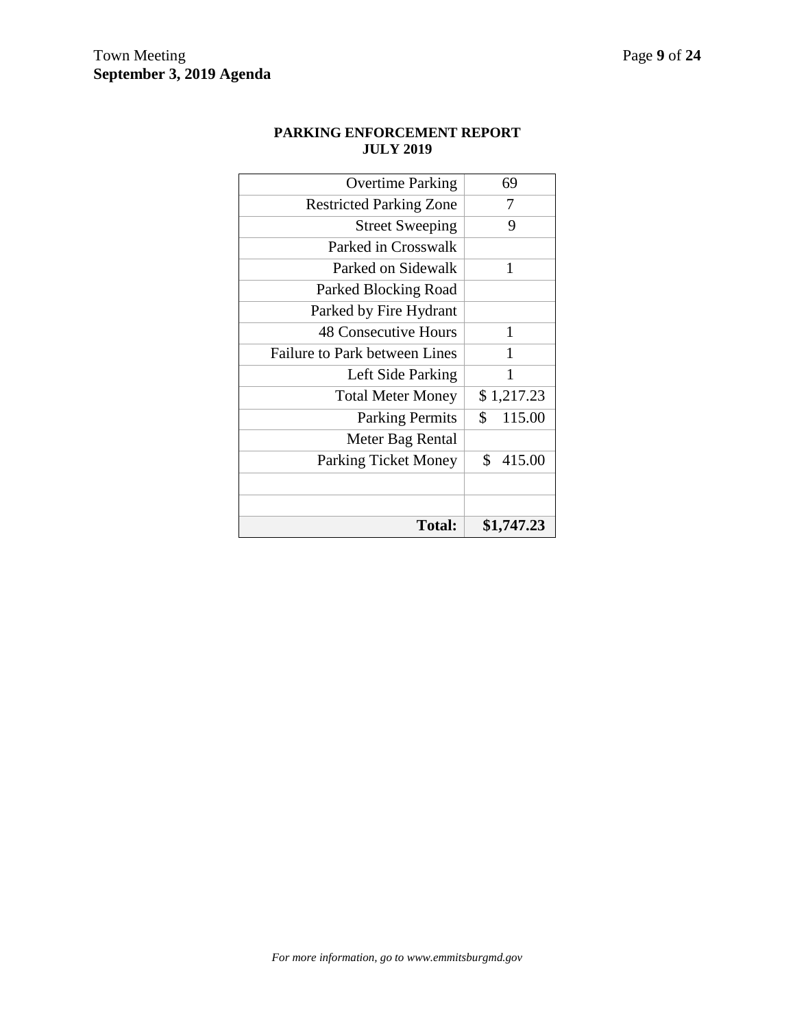**PARKING ENFORCEMENT REPORT**
**JULY 2019**

| | |
|---|---|
| Overtime Parking | 69 |
| Restricted Parking Zone | 7 |
| Street Sweeping | 9 |
| Parked in Crosswalk | |
| Parked on Sidewalk | 1 |
| Parked Blocking Road | |
| Parked by Fire Hydrant | |
| 48 Consecutive Hours | 1 |
| Failure to Park between Lines | 1 |
| Left Side Parking | 1 |
| Total Meter Money | $ 1,217.23 |
| Parking Permits | $ 115.00 |
| Meter Bag Rental | |
| Parking Ticket Money | $ 415.00 |
| | |
| | |
| **Total:** | **$1,747.23** |

*For more information, go to www.emmitsburgmd.gov*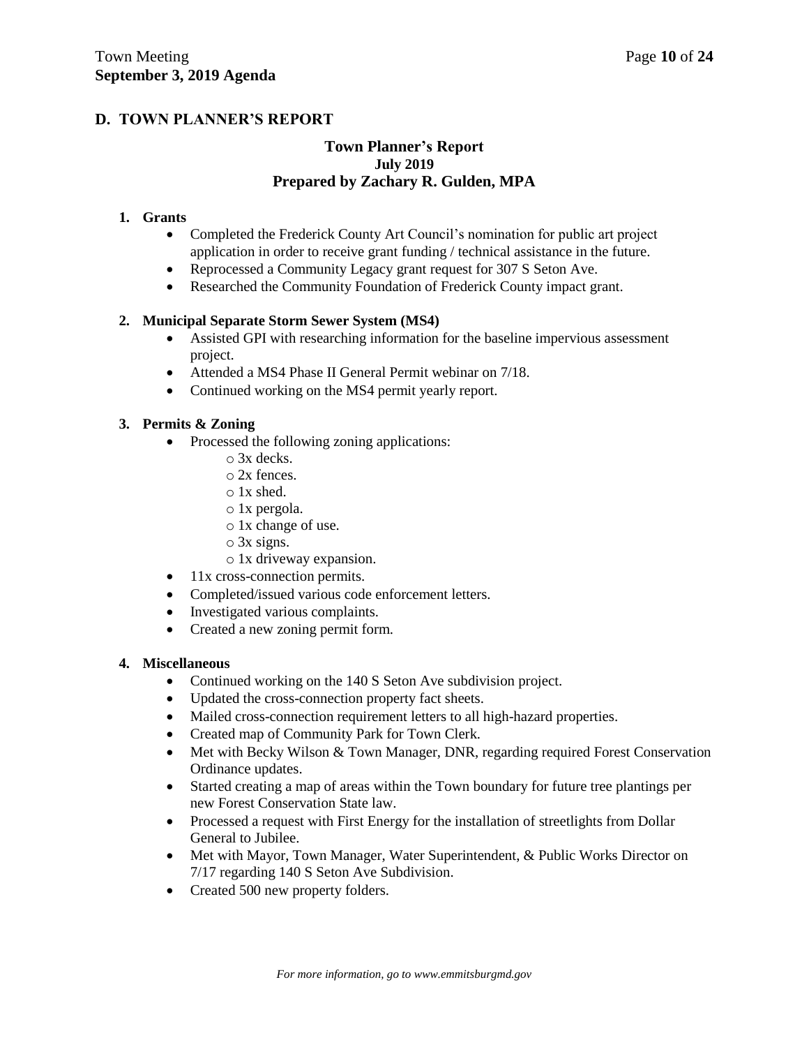## D. TOWN PLANNER'S REPORT

### Town Planner's Report
**July 2019**
**Prepared by Zachary R. Gulden, MPA**

**1. Grants**

- Completed the Frederick County Art Council's nomination for public art project application in order to receive grant funding / technical assistance in the future.
- Reprocessed a Community Legacy grant request for 307 S Seton Ave.
- Researched the Community Foundation of Frederick County impact grant.

**2. Municipal Separate Storm Sewer System (MS4)**

- Assisted GPI with researching information for the baseline impervious assessment project.
- Attended a MS4 Phase II General Permit webinar on 7/18.
- Continued working on the MS4 permit yearly report.

**3. Permits & Zoning**

- Processed the following zoning applications:
  - 3x decks.
  - 2x fences.
  - 1x shed.
  - 1x pergola.
  - 1x change of use.
  - 3x signs.
  - 1x driveway expansion.
- 11x cross-connection permits.
- Completed/issued various code enforcement letters.
- Investigated various complaints.
- Created a new zoning permit form.

**4. Miscellaneous**

- Continued working on the 140 S Seton Ave subdivision project.
- Updated the cross-connection property fact sheets.
- Mailed cross-connection requirement letters to all high-hazard properties.
- Created map of Community Park for Town Clerk.
- Met with Becky Wilson & Town Manager, DNR, regarding required Forest Conservation Ordinance updates.
- Started creating a map of areas within the Town boundary for future tree plantings per new Forest Conservation State law.
- Processed a request with First Energy for the installation of streetlights from Dollar General to Jubilee.
- Met with Mayor, Town Manager, Water Superintendent, & Public Works Director on 7/17 regarding 140 S Seton Ave Subdivision.
- Created 500 new property folders.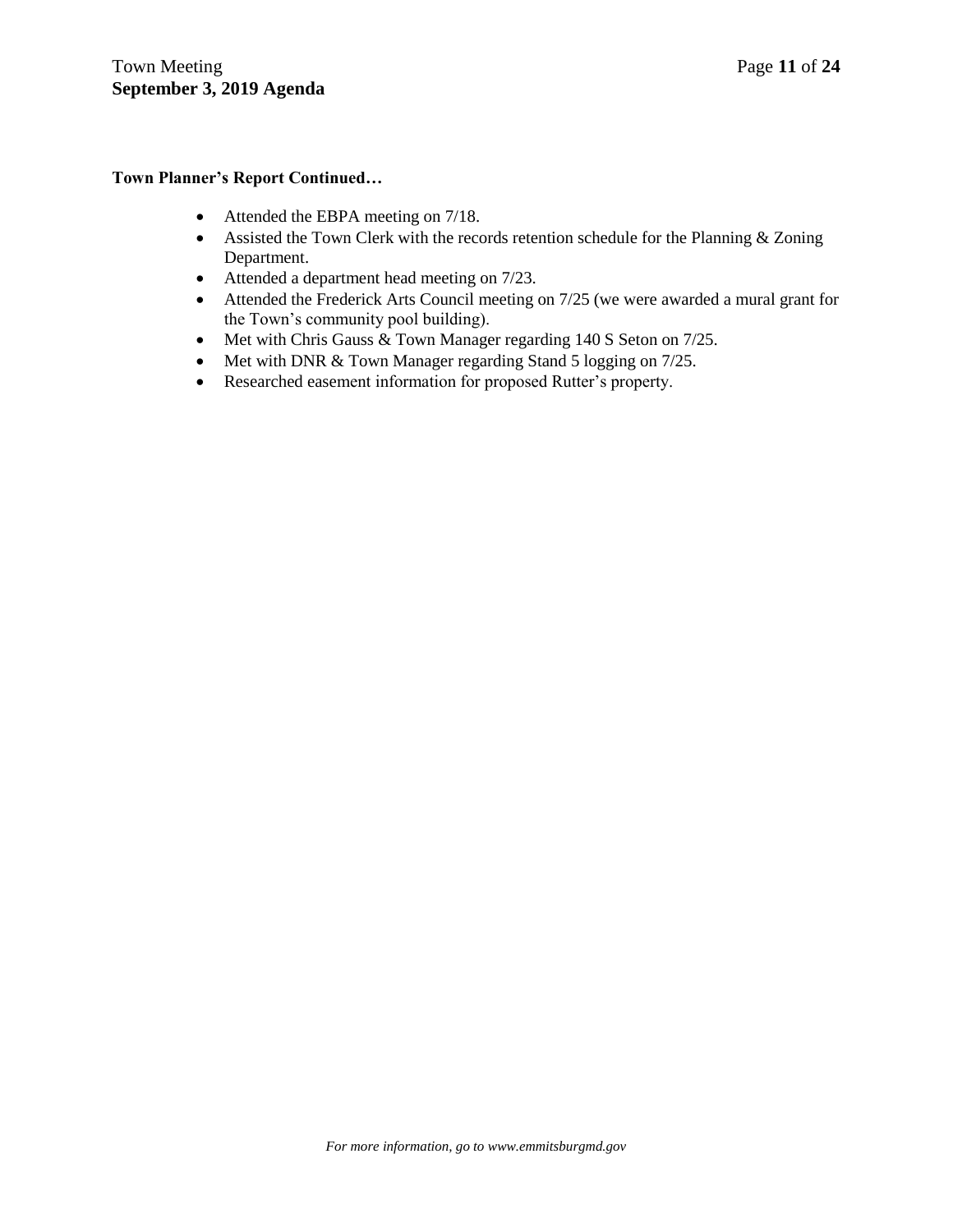**Town Planner's Report Continued…**

- Attended the EBPA meeting on 7/18.
- Assisted the Town Clerk with the records retention schedule for the Planning & Zoning Department.
- Attended a department head meeting on 7/23.
- Attended the Frederick Arts Council meeting on 7/25 (we were awarded a mural grant for the Town's community pool building).
- Met with Chris Gauss & Town Manager regarding 140 S Seton on 7/25.
- Met with DNR & Town Manager regarding Stand 5 logging on 7/25.
- Researched easement information for proposed Rutter's property.

*For more information, go to www.emmitsburgmd.gov*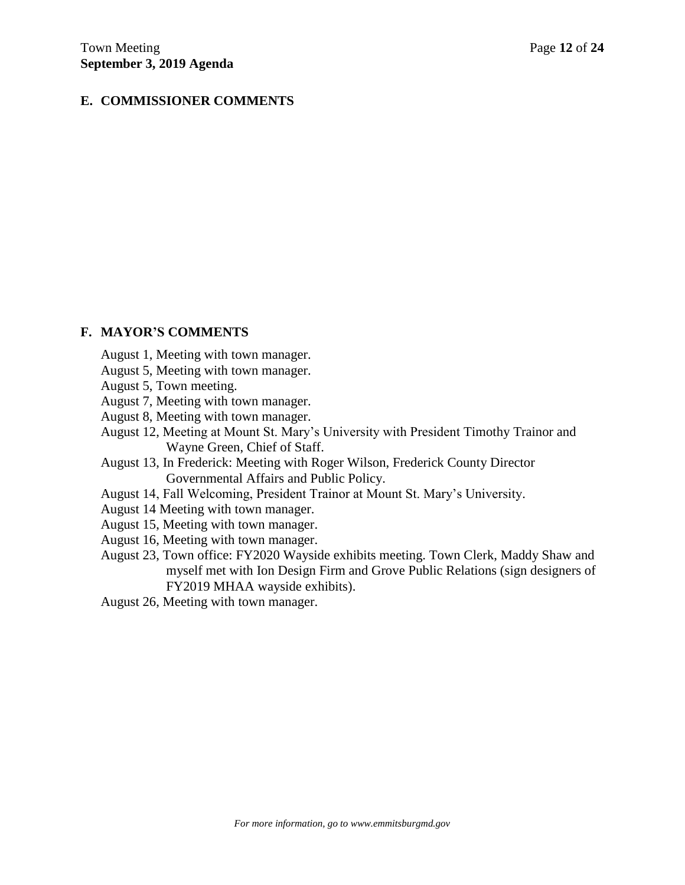## E. COMMISSIONER COMMENTS

## F. MAYOR'S COMMENTS

August 1, Meeting with town manager.
August 5, Meeting with town manager.
August 5, Town meeting.
August 7, Meeting with town manager.
August 8, Meeting with town manager.
August 12, Meeting at Mount St. Mary's University with President Timothy Trainor and Wayne Green, Chief of Staff.
August 13, In Frederick: Meeting with Roger Wilson, Frederick County Director Governmental Affairs and Public Policy.
August 14, Fall Welcoming, President Trainor at Mount St. Mary's University.
August 14 Meeting with town manager.
August 15, Meeting with town manager.
August 16, Meeting with town manager.
August 23, Town office: FY2020 Wayside exhibits meeting. Town Clerk, Maddy Shaw and myself met with Ion Design Firm and Grove Public Relations (sign designers of FY2019 MHAA wayside exhibits).
August 26, Meeting with town manager.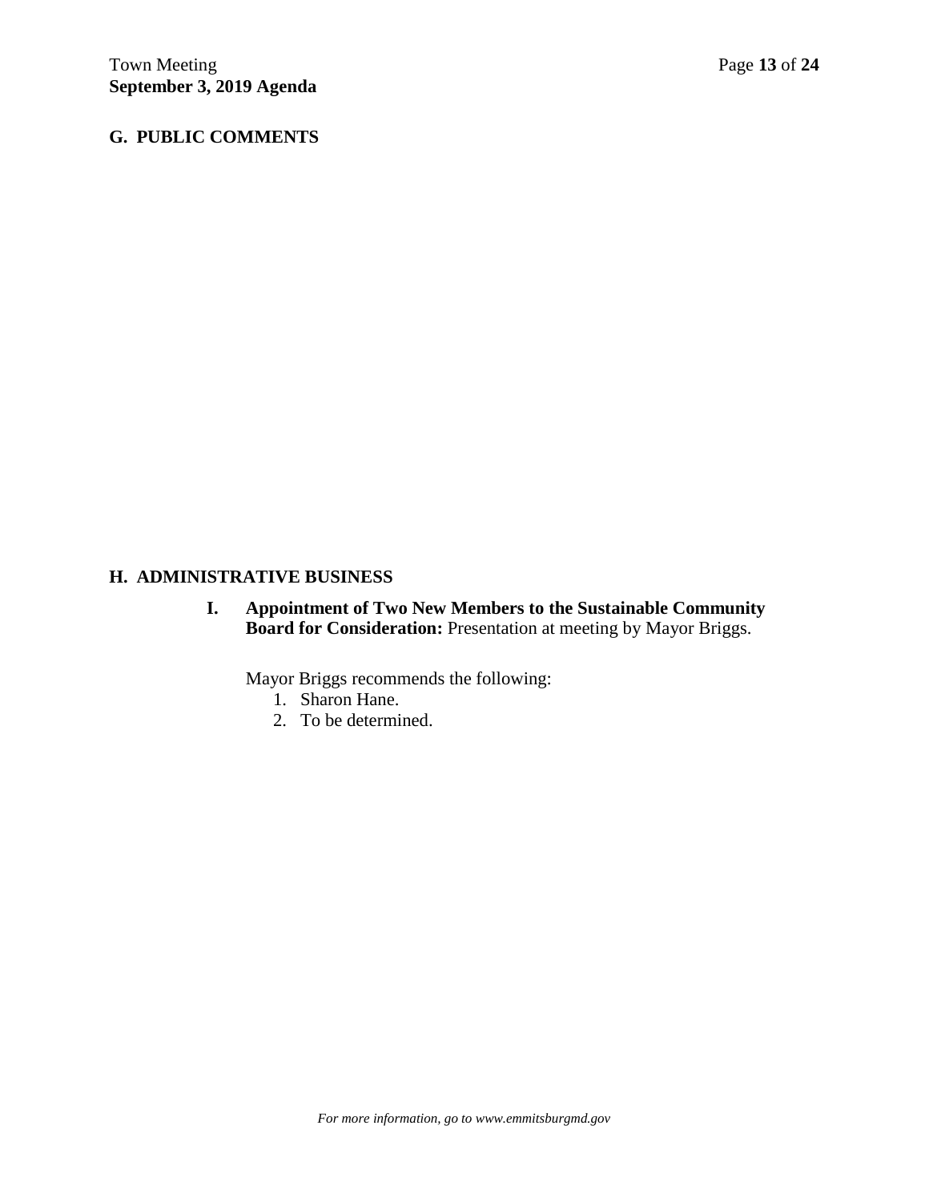## G. PUBLIC COMMENTS

## H. ADMINISTRATIVE BUSINESS

**I. Appointment of Two New Members to the Sustainable Community Board for Consideration:** Presentation at meeting by Mayor Briggs.

Mayor Briggs recommends the following:

1. Sharon Hane.
2. To be determined.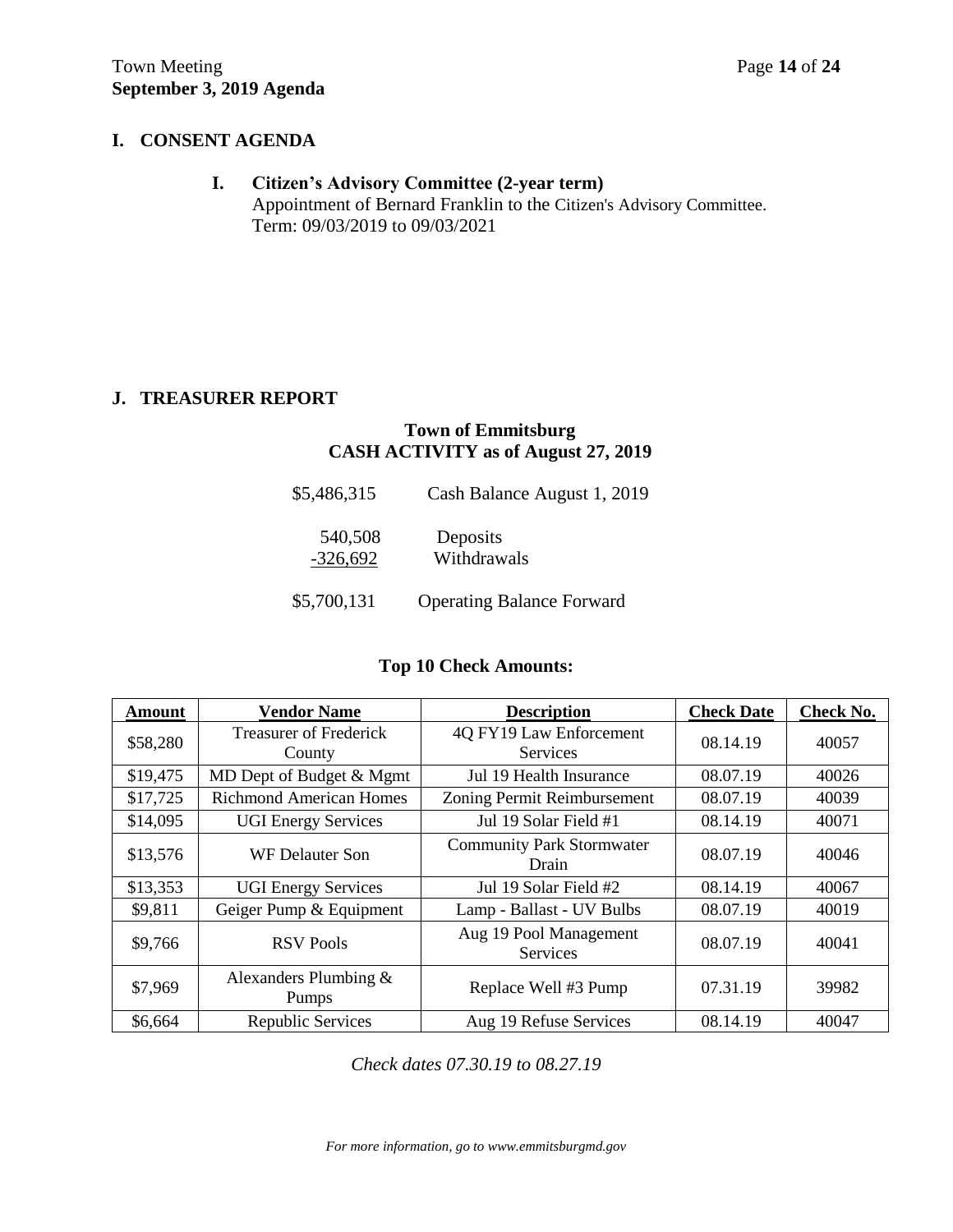## I. CONSENT AGENDA

### I. Citizen's Advisory Committee (2-year term)

Appointment of Bernard Franklin to the Citizen's Advisory Committee.
Term: 09/03/2019 to 09/03/2021

## J. TREASURER REPORT

### Town of Emmitsburg
### CASH ACTIVITY as of August 27, 2019

| | |
|---|---|
| \$5,486,315 | Cash Balance August 1, 2019 |
| 540,508 | Deposits |
| -326,692 | Withdrawals |
| \$5,700,131 | Operating Balance Forward |

### Top 10 Check Amounts:

| Amount | Vendor Name | Description | Check Date | Check No. |
|---|---|---|---|---|
| \$58,280 | Treasurer of Frederick County | 4Q FY19 Law Enforcement Services | 08.14.19 | 40057 |
| \$19,475 | MD Dept of Budget & Mgmt | Jul 19 Health Insurance | 08.07.19 | 40026 |
| \$17,725 | Richmond American Homes | Zoning Permit Reimbursement | 08.07.19 | 40039 |
| \$14,095 | UGI Energy Services | Jul 19 Solar Field #1 | 08.14.19 | 40071 |
| \$13,576 | WF Delauter Son | Community Park Stormwater Drain | 08.07.19 | 40046 |
| \$13,353 | UGI Energy Services | Jul 19 Solar Field #2 | 08.14.19 | 40067 |
| \$9,811 | Geiger Pump & Equipment | Lamp - Ballast - UV Bulbs | 08.07.19 | 40019 |
| \$9,766 | RSV Pools | Aug 19 Pool Management Services | 08.07.19 | 40041 |
| \$7,969 | Alexanders Plumbing & Pumps | Replace Well #3 Pump | 07.31.19 | 39982 |
| \$6,664 | Republic Services | Aug 19 Refuse Services | 08.14.19 | 40047 |

*Check dates 07.30.19 to 08.27.19*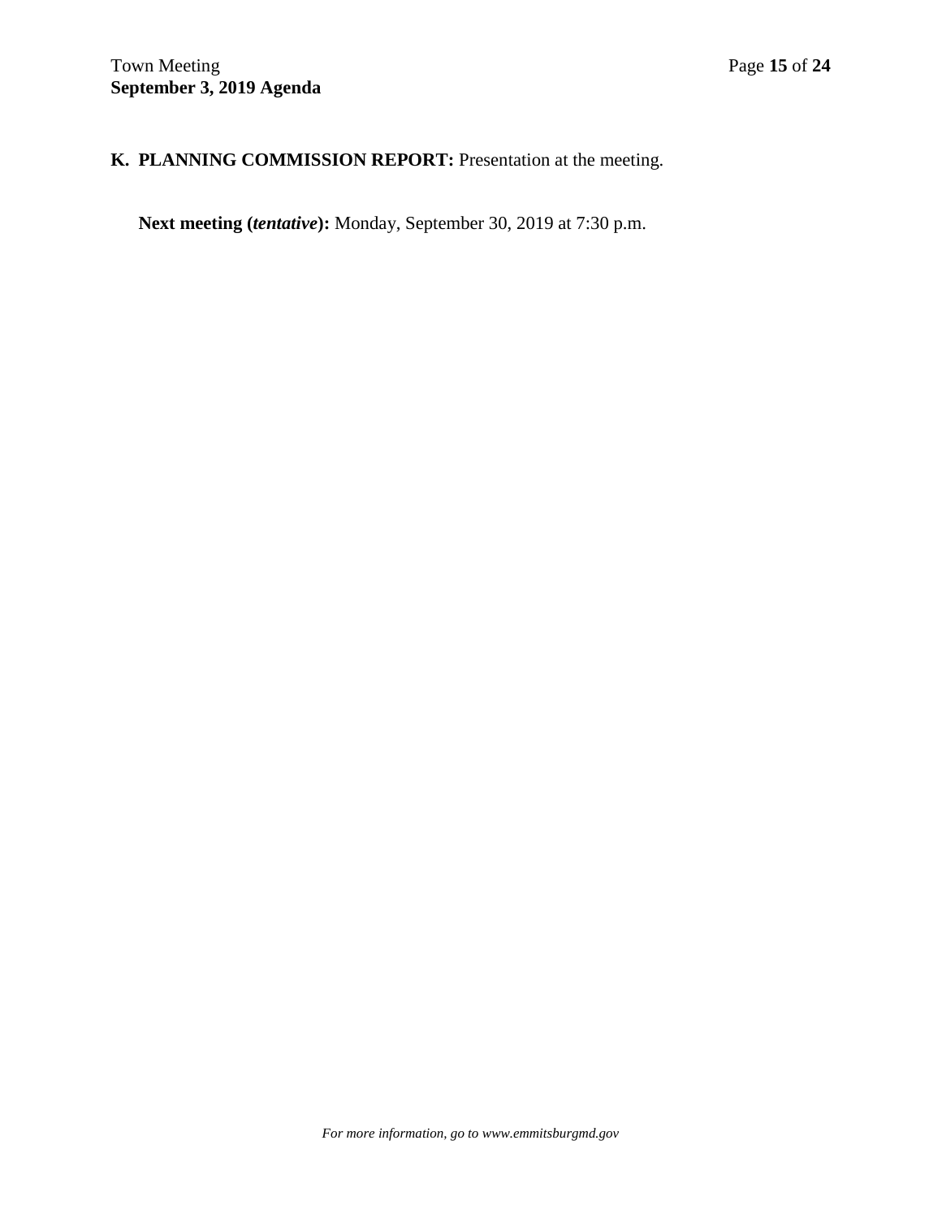**K. PLANNING COMMISSION REPORT:** Presentation at the meeting.

**Next meeting (*tentative*):** Monday, September 30, 2019 at 7:30 p.m.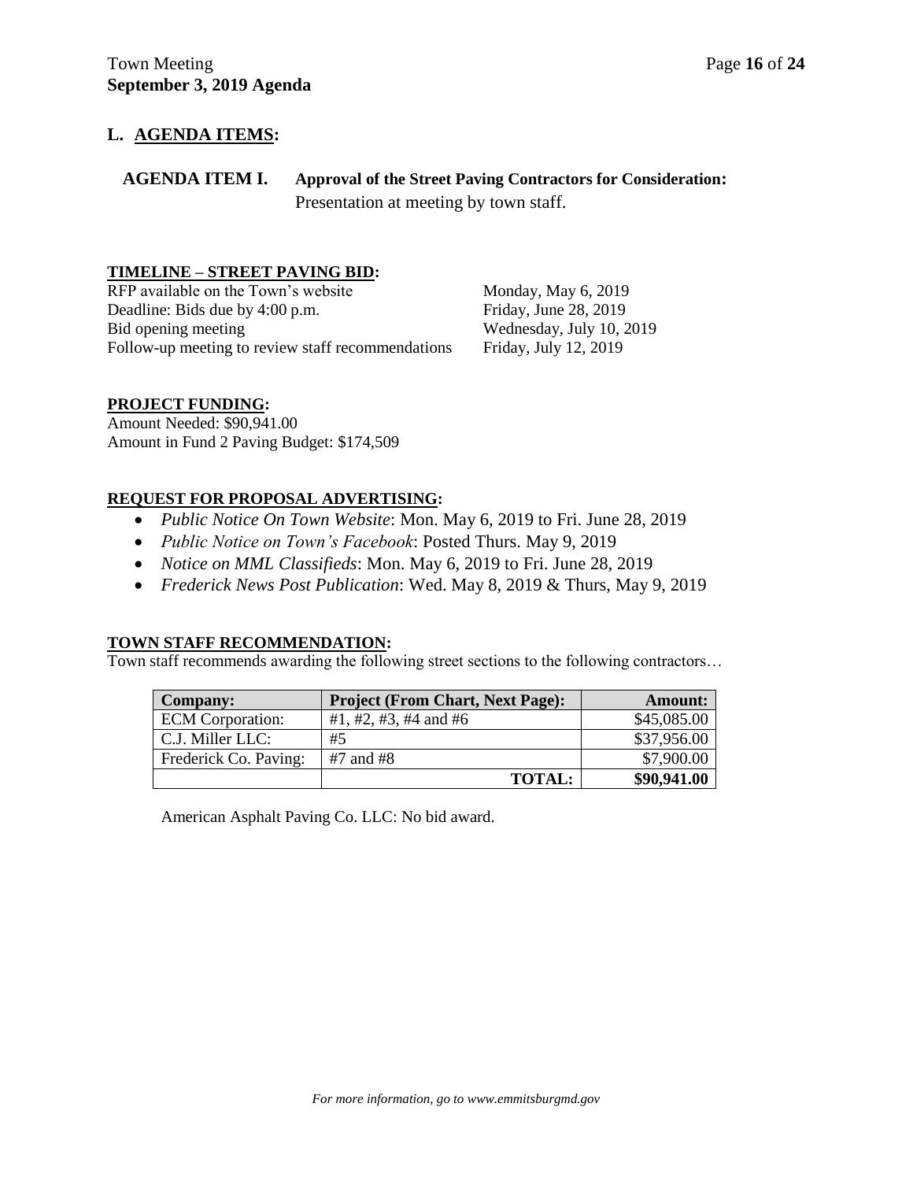## L. AGENDA ITEMS:

**AGENDA ITEM I. Approval of the Street Paving Contractors for Consideration:**
Presentation at meeting by town staff.

**TIMELINE – STREET PAVING BID:**

| | |
|---|---|
| RFP available on the Town's website | Monday, May 6, 2019 |
| Deadline: Bids due by 4:00 p.m. | Friday, June 28, 2019 |
| Bid opening meeting | Wednesday, July 10, 2019 |
| Follow-up meeting to review staff recommendations | Friday, July 12, 2019 |

**PROJECT FUNDING:**
Amount Needed: $90,941.00
Amount in Fund 2 Paving Budget: $174,509

**REQUEST FOR PROPOSAL ADVERTISING:**

- *Public Notice On Town Website*: Mon. May 6, 2019 to Fri. June 28, 2019
- *Public Notice on Town's Facebook*: Posted Thurs. May 9, 2019
- *Notice on MML Classifieds*: Mon. May 6, 2019 to Fri. June 28, 2019
- *Frederick News Post Publication*: Wed. May 8, 2019 & Thurs, May 9, 2019

**TOWN STAFF RECOMMENDATION:**
Town staff recommends awarding the following street sections to the following contractors…

| Company: | Project (From Chart, Next Page): | Amount: |
|---|---|---|
| ECM Corporation: | #1, #2, #3, #4 and #6 | $45,085.00 |
| C.J. Miller LLC: | #5 | $37,956.00 |
| Frederick Co. Paving: | #7 and #8 | $7,900.00 |
| | **TOTAL:** | **$90,941.00** |

American Asphalt Paving Co. LLC: No bid award.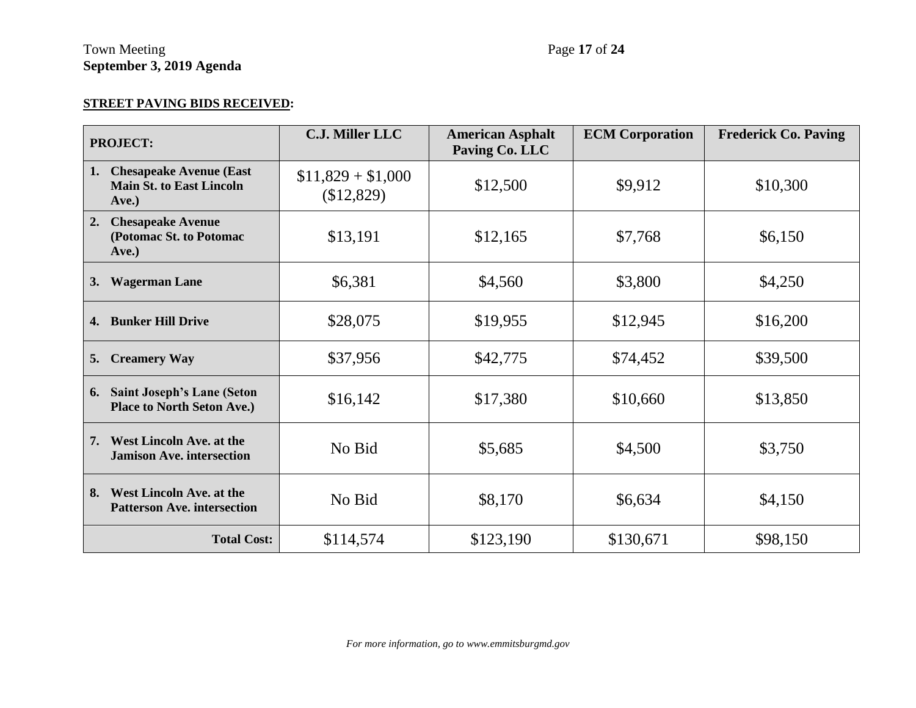**STREET PAVING BIDS RECEIVED:**

| PROJECT: | C.J. Miller LLC | American Asphalt Paving Co. LLC | ECM Corporation | Frederick Co. Paving |
|---|---|---|---|---|
| 1. Chesapeake Avenue (East Main St. to East Lincoln Ave.) | $11,829 + $1,000 ($12,829) | $12,500 | $9,912 | $10,300 |
| 2. Chesapeake Avenue (Potomac St. to Potomac Ave.) | $13,191 | $12,165 | $7,768 | $6,150 |
| 3. Wagerman Lane | $6,381 | $4,560 | $3,800 | $4,250 |
| 4. Bunker Hill Drive | $28,075 | $19,955 | $12,945 | $16,200 |
| 5. Creamery Way | $37,956 | $42,775 | $74,452 | $39,500 |
| 6. Saint Joseph's Lane (Seton Place to North Seton Ave.) | $16,142 | $17,380 | $10,660 | $13,850 |
| 7. West Lincoln Ave. at the Jamison Ave. intersection | No Bid | $5,685 | $4,500 | $3,750 |
| 8. West Lincoln Ave. at the Patterson Ave. intersection | No Bid | $8,170 | $6,634 | $4,150 |
| **Total Cost:** | $114,574 | $123,190 | $130,671 | $98,150 |

*For more information, go to www.emmitsburgmd.gov*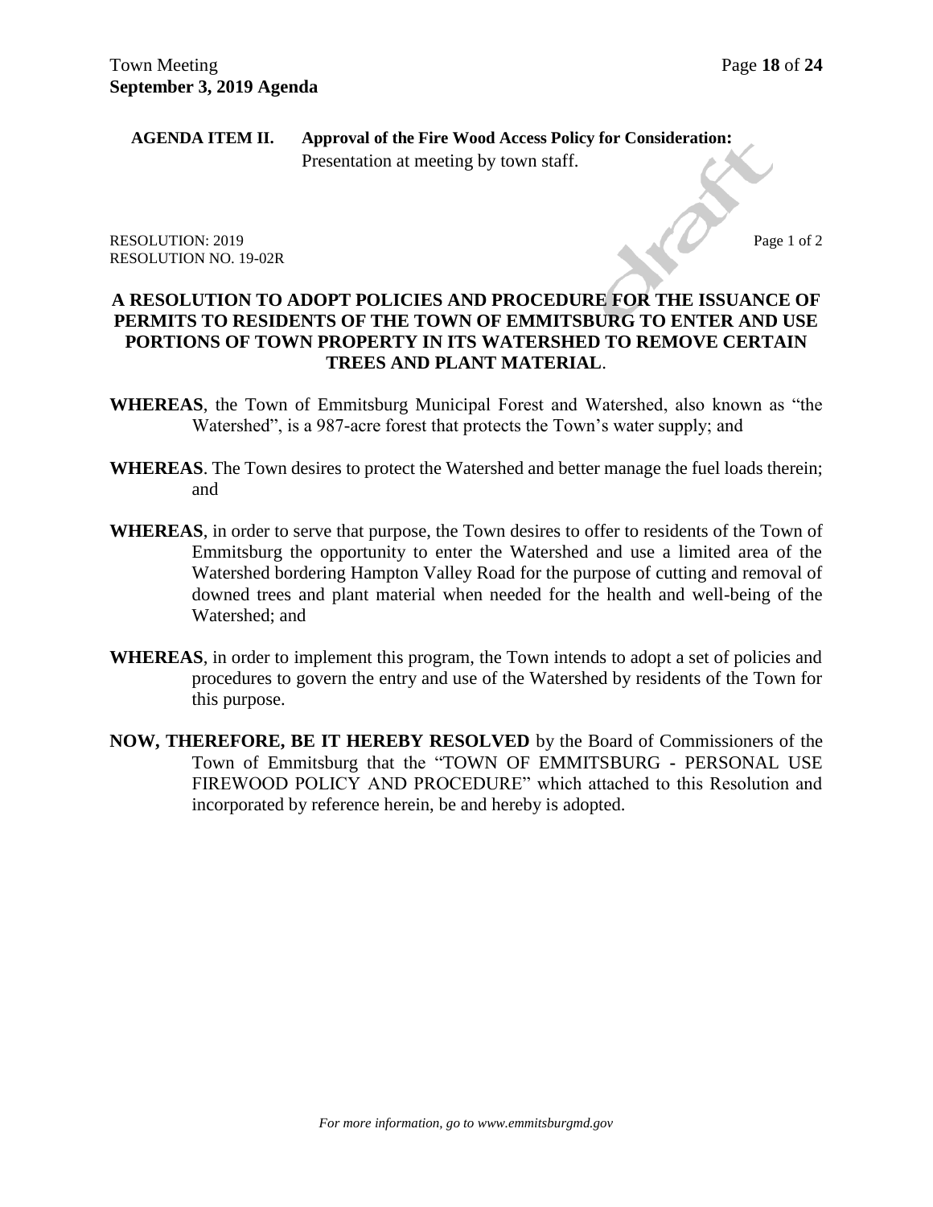**AGENDA ITEM II. Approval of the Fire Wood Access Policy for Consideration:**
Presentation at meeting by town staff.

RESOLUTION: 2019
RESOLUTION NO. 19-02R

Page 1 of 2

**A RESOLUTION TO ADOPT POLICIES AND PROCEDURE FOR THE ISSUANCE OF PERMITS TO RESIDENTS OF THE TOWN OF EMMITSBURG TO ENTER AND USE PORTIONS OF TOWN PROPERTY IN ITS WATERSHED TO REMOVE CERTAIN TREES AND PLANT MATERIAL**.

**WHEREAS**, the Town of Emmitsburg Municipal Forest and Watershed, also known as "the Watershed", is a 987-acre forest that protects the Town's water supply; and

**WHEREAS**. The Town desires to protect the Watershed and better manage the fuel loads therein; and

**WHEREAS**, in order to serve that purpose, the Town desires to offer to residents of the Town of Emmitsburg the opportunity to enter the Watershed and use a limited area of the Watershed bordering Hampton Valley Road for the purpose of cutting and removal of downed trees and plant material when needed for the health and well-being of the Watershed; and

**WHEREAS**, in order to implement this program, the Town intends to adopt a set of policies and procedures to govern the entry and use of the Watershed by residents of the Town for this purpose.

**NOW, THEREFORE, BE IT HEREBY RESOLVED** by the Board of Commissioners of the Town of Emmitsburg that the "TOWN OF EMMITSBURG - PERSONAL USE FIREWOOD POLICY AND PROCEDURE" which attached to this Resolution and incorporated by reference herein, be and hereby is adopted.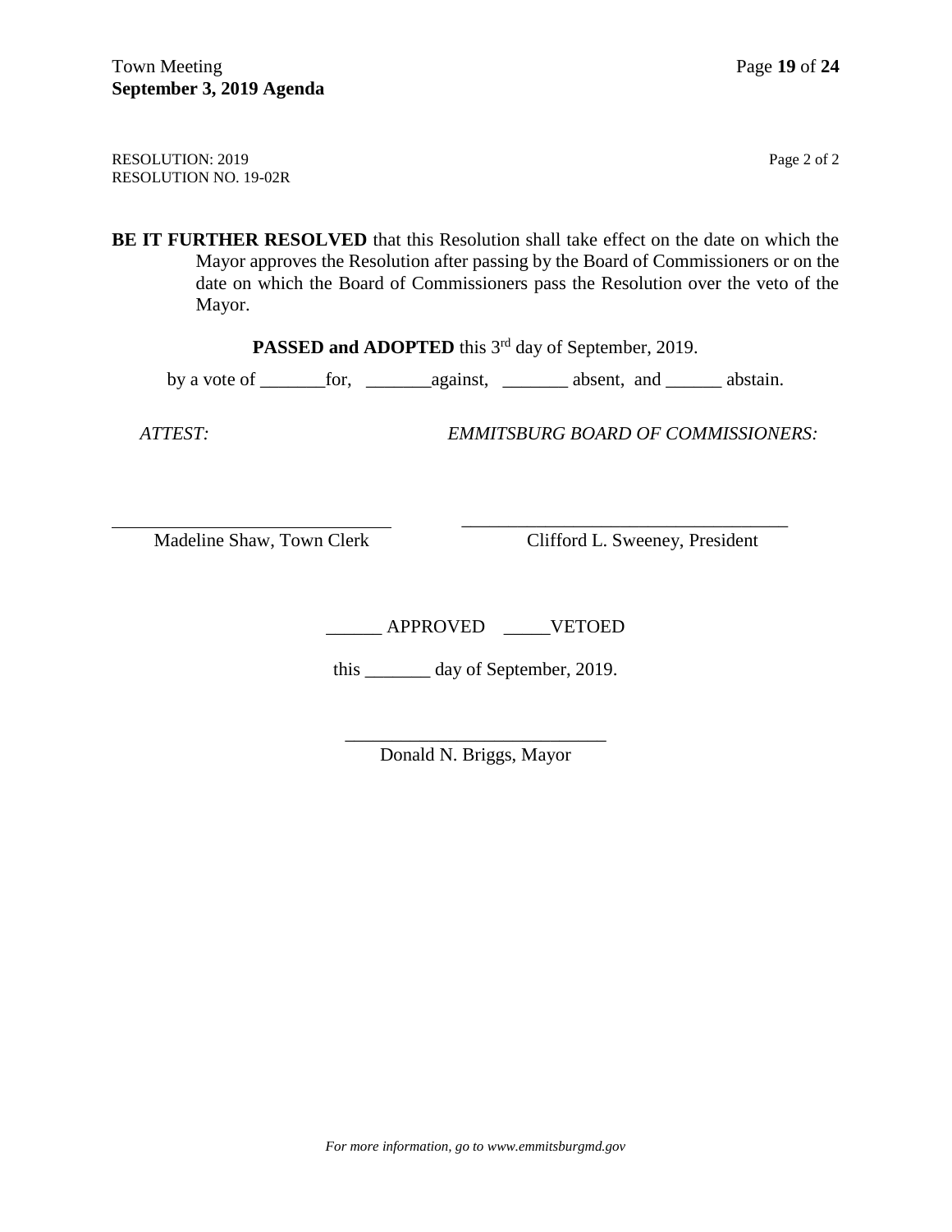RESOLUTION: 2019
RESOLUTION NO. 19-02R

Page 2 of 2

**BE IT FURTHER RESOLVED** that this Resolution shall take effect on the date on which the Mayor approves the Resolution after passing by the Board of Commissioners or on the date on which the Board of Commissioners pass the Resolution over the veto of the Mayor.

**PASSED and ADOPTED** this 3rd day of September, 2019.

by a vote of _______for, _______against, _______ absent, and ______ abstain.

*ATTEST:* *EMMITSBURG BOARD OF COMMISSIONERS:*

_____________________________ _________________________________
Madeline Shaw, Town Clerk Clifford L. Sweeney, President

______ APPROVED _____VETOED

this _______ day of September, 2019.

___________________________
Donald N. Briggs, Mayor

*For more information, go to www.emmitsburgmd.gov*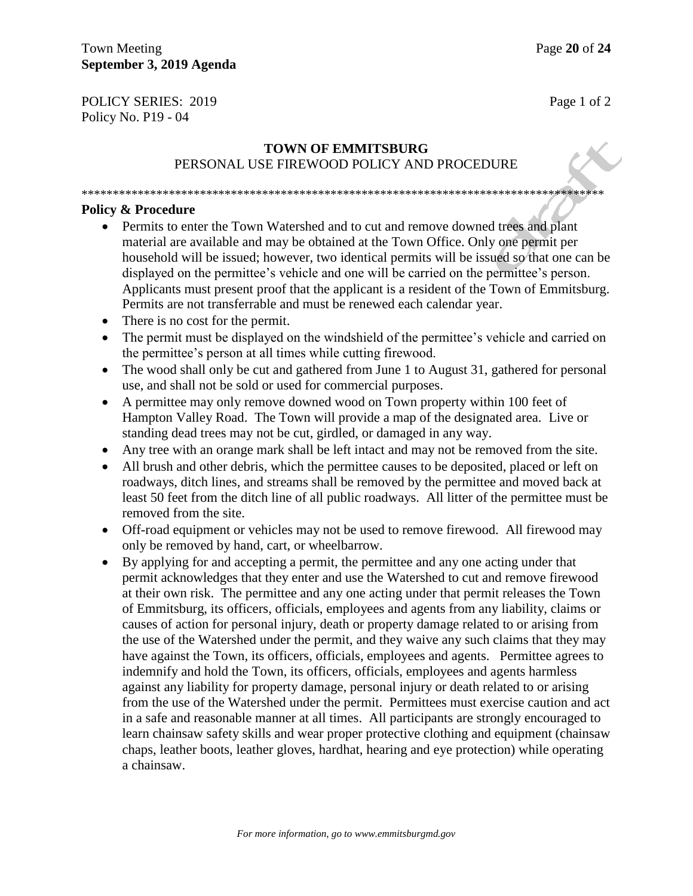POLICY SERIES: 2019

Policy No. P19 - 04

**TOWN OF EMMITSBURG**

PERSONAL USE FIREWOOD POLICY AND PROCEDURE

*************************************************************************************

**Policy & Procedure**

- Permits to enter the Town Watershed and to cut and remove downed trees and plant material are available and may be obtained at the Town Office. Only one permit per household will be issued; however, two identical permits will be issued so that one can be displayed on the permittee's vehicle and one will be carried on the permittee's person. Applicants must present proof that the applicant is a resident of the Town of Emmitsburg. Permits are not transferrable and must be renewed each calendar year.
- There is no cost for the permit.
- The permit must be displayed on the windshield of the permittee's vehicle and carried on the permittee's person at all times while cutting firewood.
- The wood shall only be cut and gathered from June 1 to August 31, gathered for personal use, and shall not be sold or used for commercial purposes.
- A permittee may only remove downed wood on Town property within 100 feet of Hampton Valley Road. The Town will provide a map of the designated area. Live or standing dead trees may not be cut, girdled, or damaged in any way.
- Any tree with an orange mark shall be left intact and may not be removed from the site.
- All brush and other debris, which the permittee causes to be deposited, placed or left on roadways, ditch lines, and streams shall be removed by the permittee and moved back at least 50 feet from the ditch line of all public roadways. All litter of the permittee must be removed from the site.
- Off-road equipment or vehicles may not be used to remove firewood. All firewood may only be removed by hand, cart, or wheelbarrow.
- By applying for and accepting a permit, the permittee and any one acting under that permit acknowledges that they enter and use the Watershed to cut and remove firewood at their own risk. The permittee and any one acting under that permit releases the Town of Emmitsburg, its officers, officials, employees and agents from any liability, claims or causes of action for personal injury, death or property damage related to or arising from the use of the Watershed under the permit, and they waive any such claims that they may have against the Town, its officers, officials, employees and agents. Permittee agrees to indemnify and hold the Town, its officers, officials, employees and agents harmless against any liability for property damage, personal injury or death related to or arising from the use of the Watershed under the permit. Permittees must exercise caution and act in a safe and reasonable manner at all times. All participants are strongly encouraged to learn chainsaw safety skills and wear proper protective clothing and equipment (chainsaw chaps, leather boots, leather gloves, hardhat, hearing and eye protection) while operating a chainsaw.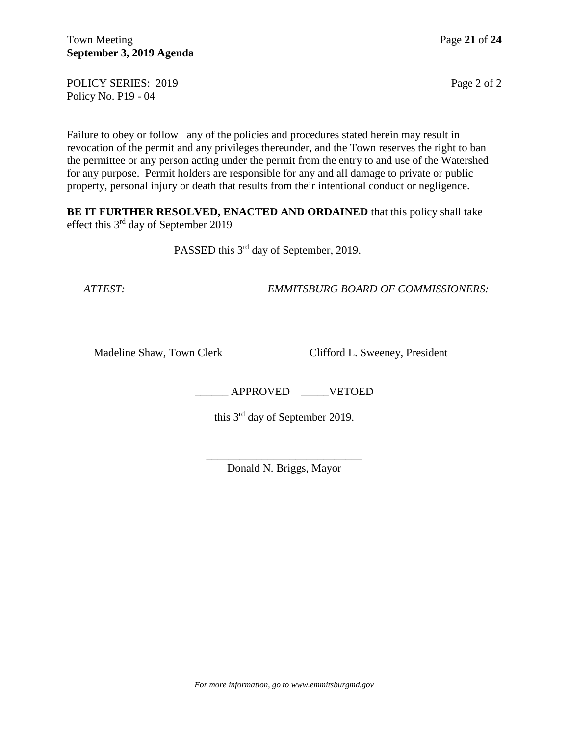POLICY SERIES: 2019
Policy No. P19 - 04

Failure to obey or follow any of the policies and procedures stated herein may result in revocation of the permit and any privileges thereunder, and the Town reserves the right to ban the permittee or any person acting under the permit from the entry to and use of the Watershed for any purpose. Permit holders are responsible for any and all damage to private or public property, personal injury or death that results from their intentional conduct or negligence.

**BE IT FURTHER RESOLVED, ENACTED AND ORDAINED** that this policy shall take effect this 3rd day of September 2019

PASSED this 3rd day of September, 2019.

*ATTEST:* *EMMITSBURG BOARD OF COMMISSIONERS:*

\_\_\_\_\_\_\_\_\_\_\_\_\_\_\_\_\_\_\_\_\_\_\_\_\_\_\_\_
Madeline Shaw, Town Clerk

\_\_\_\_\_\_\_\_\_\_\_\_\_\_\_\_\_\_\_\_\_\_\_\_\_\_\_\_
Clifford L. Sweeney, President

\_\_\_\_\_\_ APPROVED \_\_\_\_\_VETOED

this 3rd day of September 2019.

\_\_\_\_\_\_\_\_\_\_\_\_\_\_\_\_\_\_\_\_\_\_\_\_\_\_\_\_
Donald N. Briggs, Mayor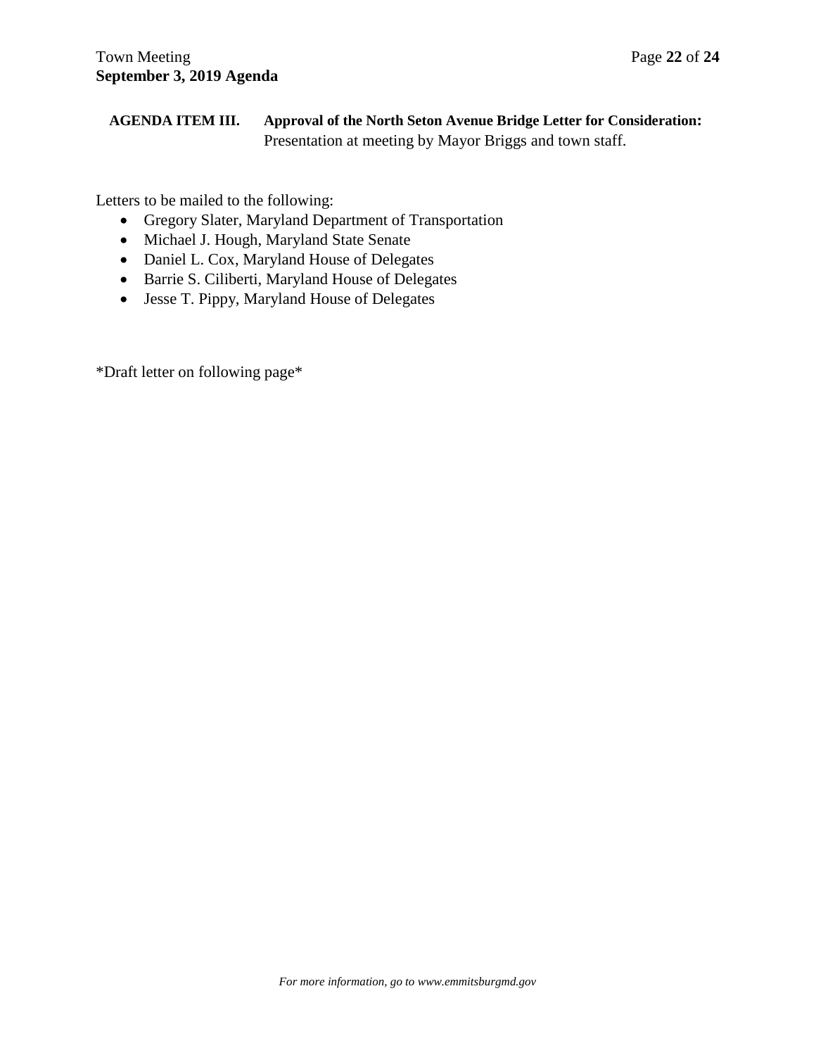**AGENDA ITEM III. Approval of the North Seton Avenue Bridge Letter for Consideration:** Presentation at meeting by Mayor Briggs and town staff.

Letters to be mailed to the following:

- Gregory Slater, Maryland Department of Transportation
- Michael J. Hough, Maryland State Senate
- Daniel L. Cox, Maryland House of Delegates
- Barrie S. Ciliberti, Maryland House of Delegates
- Jesse T. Pippy, Maryland House of Delegates

*Draft letter on following page*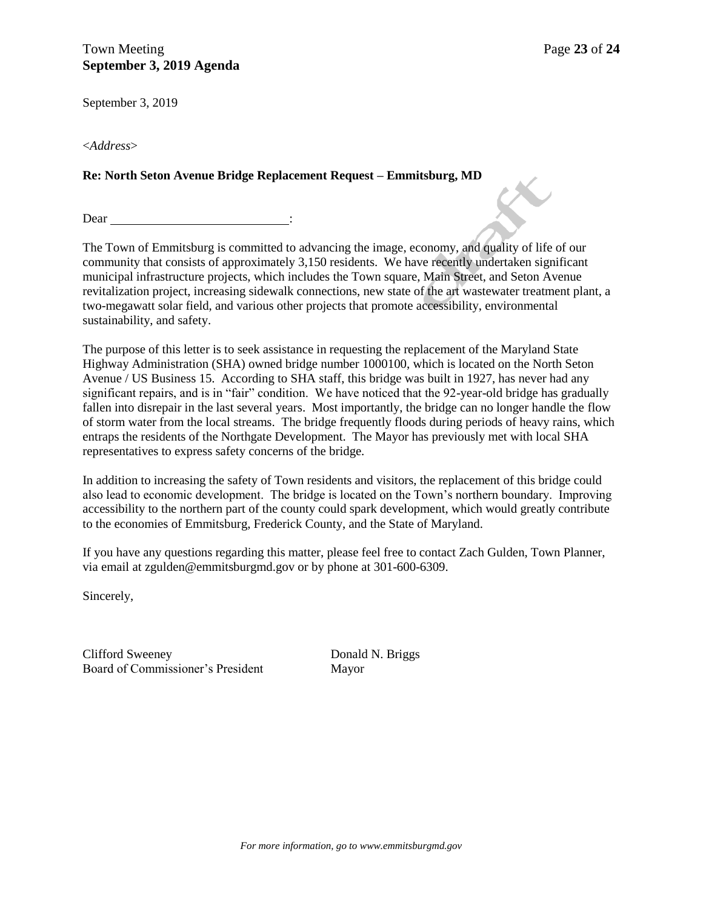September 3, 2019

<*Address*>

**Re: North Seton Avenue Bridge Replacement Request – Emmitsburg, MD**

Dear ____________________________:

The Town of Emmitsburg is committed to advancing the image, economy, and quality of life of our community that consists of approximately 3,150 residents. We have recently undertaken significant municipal infrastructure projects, which includes the Town square, Main Street, and Seton Avenue revitalization project, increasing sidewalk connections, new state of the art wastewater treatment plant, a two-megawatt solar field, and various other projects that promote accessibility, environmental sustainability, and safety.

The purpose of this letter is to seek assistance in requesting the replacement of the Maryland State Highway Administration (SHA) owned bridge number 1000100, which is located on the North Seton Avenue / US Business 15. According to SHA staff, this bridge was built in 1927, has never had any significant repairs, and is in "fair" condition. We have noticed that the 92-year-old bridge has gradually fallen into disrepair in the last several years. Most importantly, the bridge can no longer handle the flow of storm water from the local streams. The bridge frequently floods during periods of heavy rains, which entraps the residents of the Northgate Development. The Mayor has previously met with local SHA representatives to express safety concerns of the bridge.

In addition to increasing the safety of Town residents and visitors, the replacement of this bridge could also lead to economic development. The bridge is located on the Town's northern boundary. Improving accessibility to the northern part of the county could spark development, which would greatly contribute to the economies of Emmitsburg, Frederick County, and the State of Maryland.

If you have any questions regarding this matter, please feel free to contact Zach Gulden, Town Planner, via email at zgulden@emmitsburgmd.gov or by phone at 301-600-6309.

Sincerely,

Clifford Sweeney
Board of Commissioner's President

Donald N. Briggs
Mayor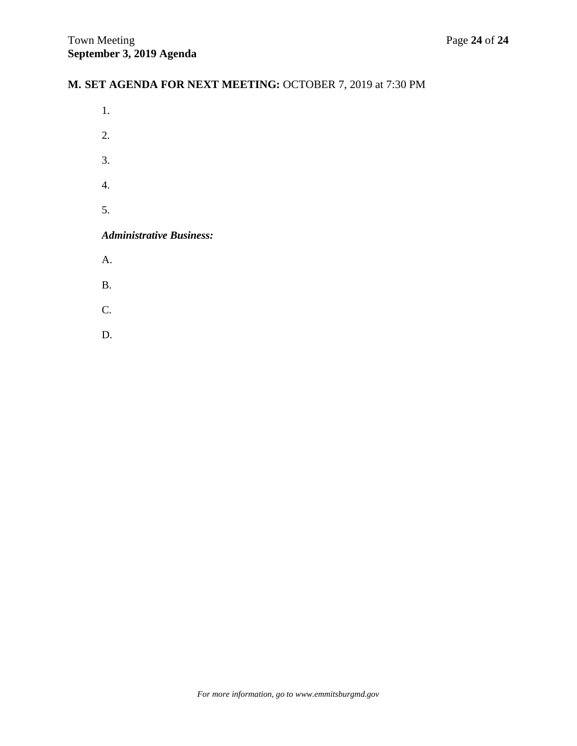## M. SET AGENDA FOR NEXT MEETING: OCTOBER 7, 2019 at 7:30 PM

1.

2.

3.

4.

5.

***Administrative Business:***

A.

B.

C.

D.

*For more information, go to www.emmitsburgmd.gov*